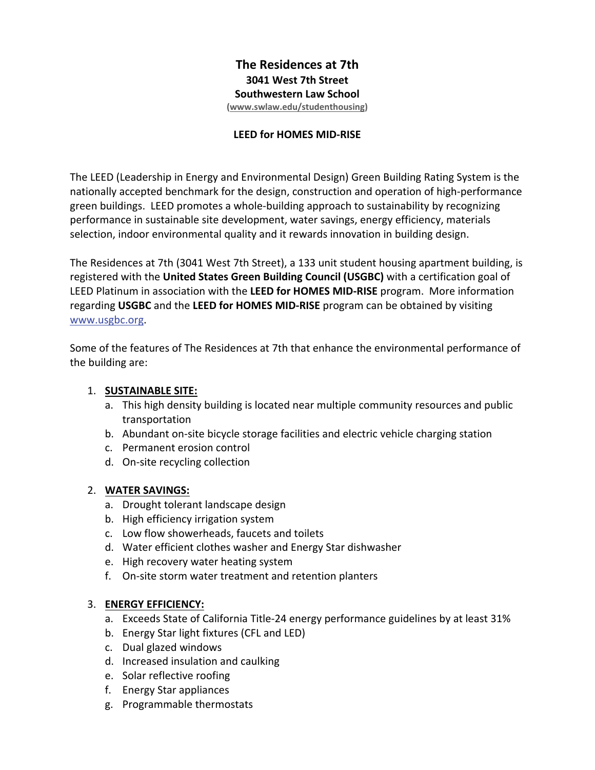# The Residences at 7th

**3041 West 7th Street**

**Southwestern Law School**

**(www.swlaw.edu/studenthousing)**

## LEED for HOMES MID-RISE

The LEED (Leadership in Energy and Environmental Design) Green Building Rating System is the nationally accepted benchmark for the design, construction and operation of high-performance green buildings. LEED promotes a whole-building approach to sustainability by recognizing performance in sustainable site development, water savings, energy efficiency, materials selection, indoor environmental quality and it rewards innovation in building design.

The Residences at 7th (3041 West 7th Street), a 133 unit student housing apartment building, is registered with the **United States Green Building Council (USGBC)** with a certification goal of LEED Platinum in association with the **LEED for HOMES MID-RISE** program. More information regarding **USGBC** and the **LEED for HOMES MID-RISE** program can be obtained by visiting www.usgbc.org.

Some of the features of The Residences at 7th that enhance the environmental performance of the building are:

1. **SUSTAINABLE SITE:**
   a. This high density building is located near multiple community resources and public transportation
   b. Abundant on-site bicycle storage facilities and electric vehicle charging station
   c. Permanent erosion control
   d. On-site recycling collection

2. **WATER SAVINGS:**
   a. Drought tolerant landscape design
   b. High efficiency irrigation system
   c. Low flow showerheads, faucets and toilets
   d. Water efficient clothes washer and Energy Star dishwasher
   e. High recovery water heating system
   f. On-site storm water treatment and retention planters

3. **ENERGY EFFICIENCY:**
   a. Exceeds State of California Title-24 energy performance guidelines by at least 31%
   b. Energy Star light fixtures (CFL and LED)
   c. Dual glazed windows
   d. Increased insulation and caulking
   e. Solar reflective roofing
   f. Energy Star appliances
   g. Programmable thermostats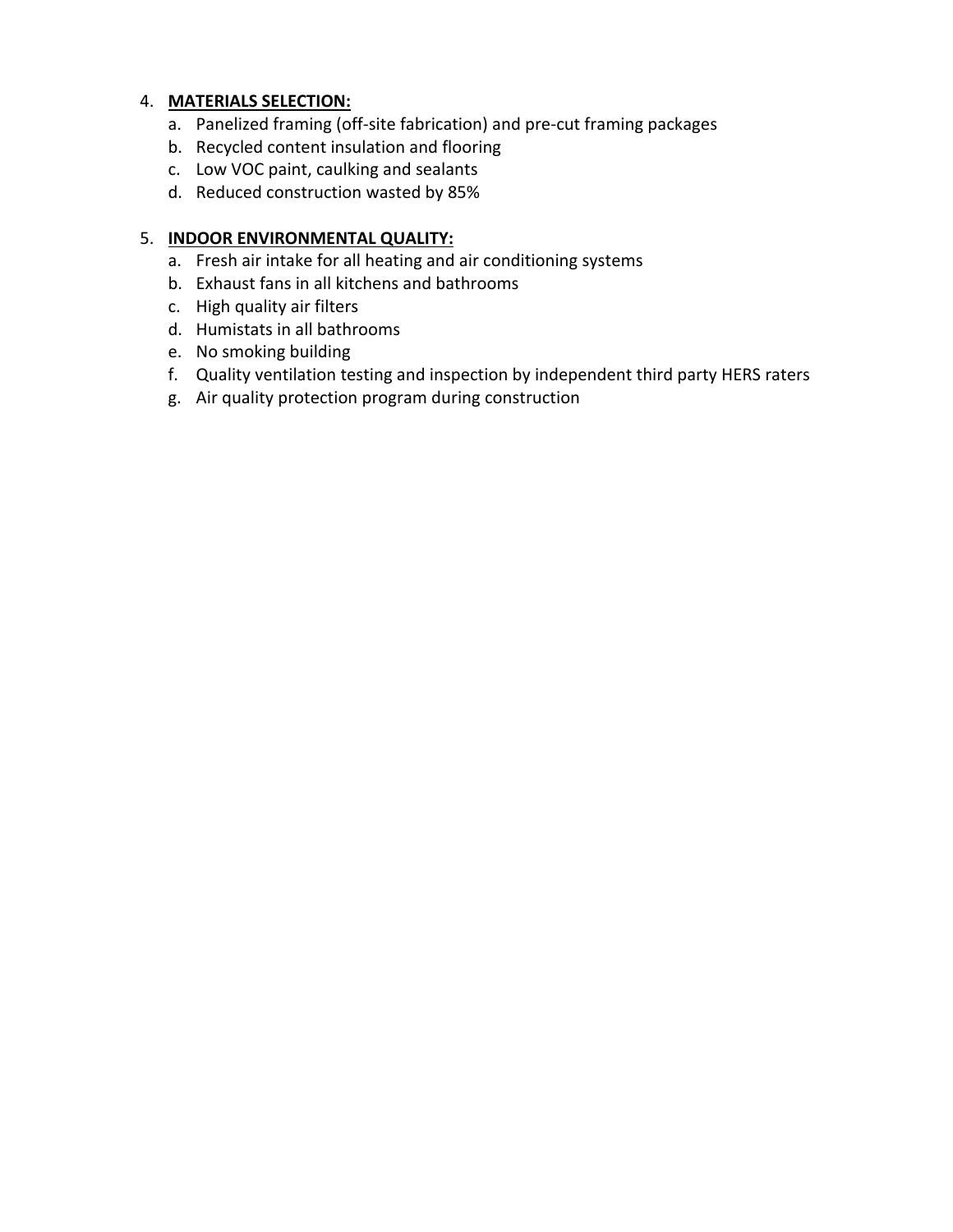4. **MATERIALS SELECTION:**
    a. Panelized framing (off-site fabrication) and pre-cut framing packages
    b. Recycled content insulation and flooring
    c. Low VOC paint, caulking and sealants
    d. Reduced construction wasted by 85%

5. **INDOOR ENVIRONMENTAL QUALITY:**
    a. Fresh air intake for all heating and air conditioning systems
    b. Exhaust fans in all kitchens and bathrooms
    c. High quality air filters
    d. Humistats in all bathrooms
    e. No smoking building
    f. Quality ventilation testing and inspection by independent third party HERS raters
    g. Air quality protection program during construction